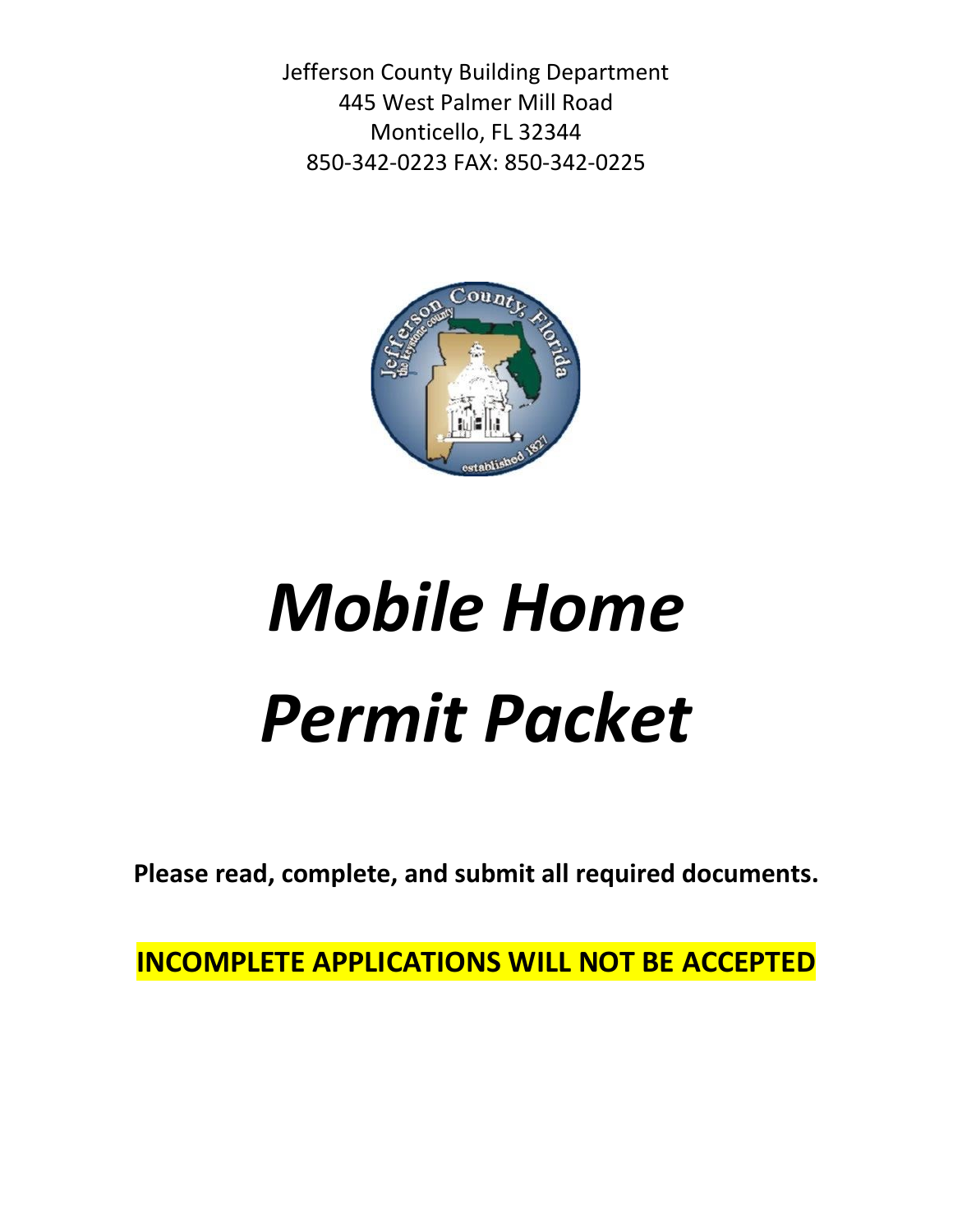Jefferson County Building Department
445 West Palmer Mill Road
Monticello, FL 32344
850-342-0223 FAX: 850-342-0225

# *Mobile Home Permit Packet*

**Please read, complete, and submit all required documents.**

**INCOMPLETE APPLICATIONS WILL NOT BE ACCEPTED**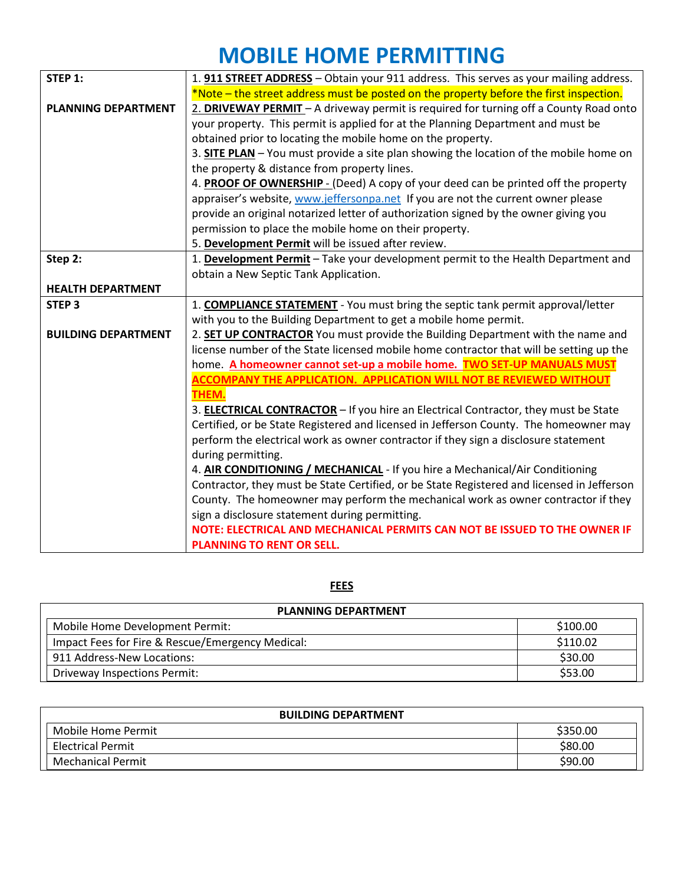# MOBILE HOME PERMITTING

| STEP | REQUIREMENTS |
|---|---|
| **STEP 1:** <br><br> **PLANNING DEPARTMENT** | 1. **911 STREET ADDRESS** – Obtain your 911 address. This serves as your mailing address. *Note – the street address must be posted on the property before the first inspection.<br>2. **DRIVEWAY PERMIT** – A driveway permit is required for turning off a County Road onto your property. This permit is applied for at the Planning Department and must be obtained prior to locating the mobile home on the property.<br>3. **SITE PLAN** – You must provide a site plan showing the location of the mobile home on the property & distance from property lines.<br>4. **PROOF OF OWNERSHIP** - (Deed) A copy of your deed can be printed off the property appraiser's website, www.jeffersonpa.net If you are not the current owner please provide an original notarized letter of authorization signed by the owner giving you permission to place the mobile home on their property.<br>5. **Development Permit** will be issued after review. |
| **Step 2:** <br><br> **HEALTH DEPARTMENT** | 1. **Development Permit** – Take your development permit to the Health Department and obtain a New Septic Tank Application. |
| **STEP 3** <br><br> **BUILDING DEPARTMENT** | 1. **COMPLIANCE STATEMENT** - You must bring the septic tank permit approval/letter with you to the Building Department to get a mobile home permit.<br>2. **SET UP CONTRACTOR** You must provide the Building Department with the name and license number of the State licensed mobile home contractor that will be setting up the home. **A homeowner cannot set-up a mobile home. TWO SET-UP MANUALS MUST ACCOMPANY THE APPLICATION. APPLICATION WILL NOT BE REVIEWED WITHOUT THEM.**<br>3. **ELECTRICAL CONTRACTOR** – If you hire an Electrical Contractor, they must be State Certified, or be State Registered and licensed in Jefferson County. The homeowner may perform the electrical work as owner contractor if they sign a disclosure statement during permitting.<br>4. **AIR CONDITIONING / MECHANICAL** - If you hire a Mechanical/Air Conditioning Contractor, they must be State Certified, or be State Registered and licensed in Jefferson County. The homeowner may perform the mechanical work as owner contractor if they sign a disclosure statement during permitting.<br>**NOTE: ELECTRICAL AND MECHANICAL PERMITS CAN NOT BE ISSUED TO THE OWNER IF PLANNING TO RENT OR SELL.** |

## FEES

| PLANNING DEPARTMENT | |
|---|---|
| Mobile Home Development Permit: | $100.00 |
| Impact Fees for Fire & Rescue/Emergency Medical: | $110.02 |
| 911 Address-New Locations: | $30.00 |
| Driveway Inspections Permit: | $53.00 |

| BUILDING DEPARTMENT | |
|---|---|
| Mobile Home Permit | $350.00 |
| Electrical Permit | $80.00 |
| Mechanical Permit | $90.00 |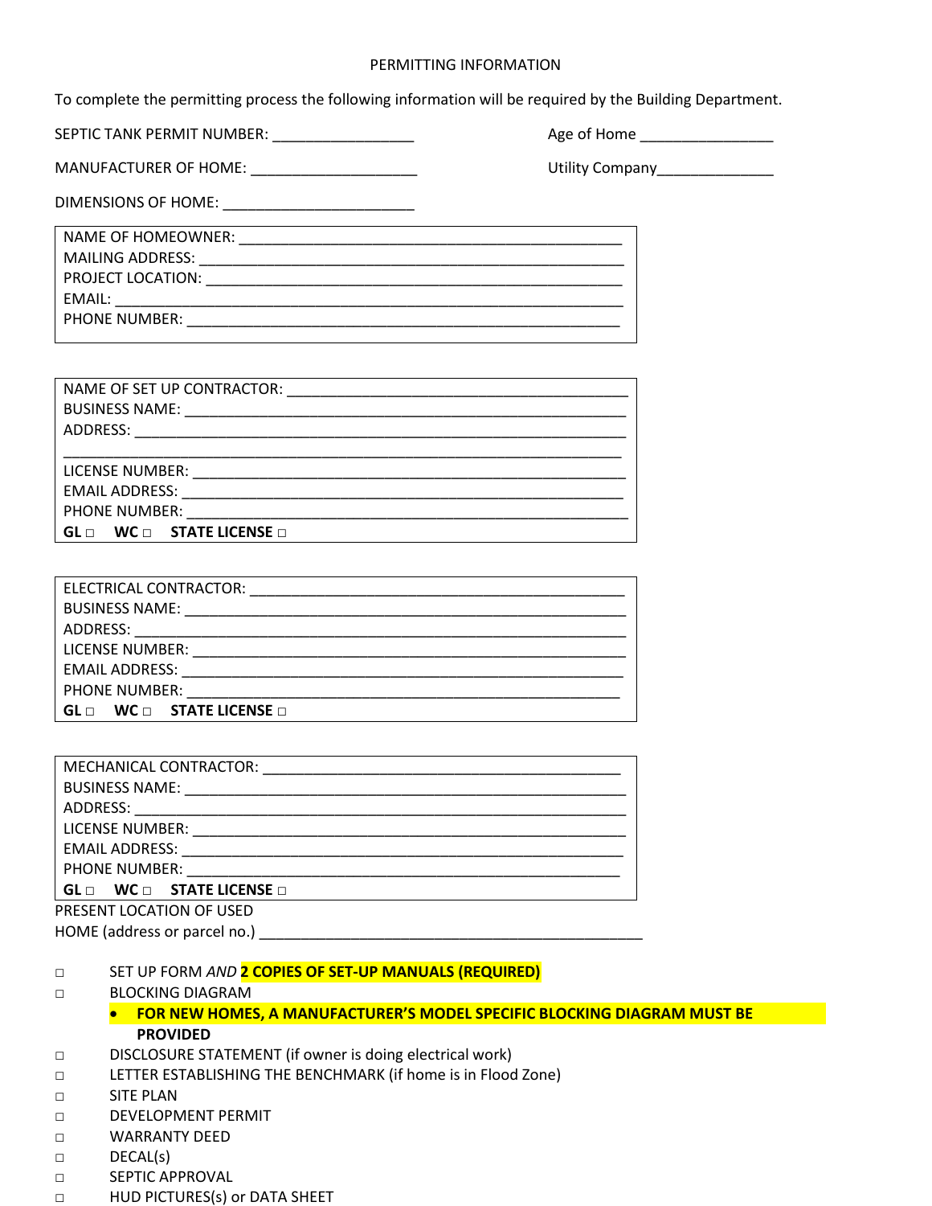# PERMITTING INFORMATION

To complete the permitting process the following information will be required by the Building Department.

SEPTIC TANK PERMIT NUMBER: _________________ Age of Home ________________

MANUFACTURER OF HOME: ____________________ Utility Company______________

DIMENSIONS OF HOME: _______________________

NAME OF HOMEOWNER: _______________________________________________
MAILING ADDRESS: __________________________________________________
PROJECT LOCATION: _________________________________________________
EMAIL: _____________________________________________________________
PHONE NUMBER: _____________________________________________________

NAME OF SET UP CONTRACTOR: __________________________________________
BUSINESS NAME: _____________________________________________________
ADDRESS: __________________________________________________________
___________________________________________________________________
LICENSE NUMBER: ____________________________________________________
EMAIL ADDRESS: _____________________________________________________
PHONE NUMBER: ______________________________________________________
**GL □ WC □ STATE LICENSE □**

ELECTRICAL CONTRACTOR: ______________________________________________
BUSINESS NAME: _____________________________________________________
ADDRESS: __________________________________________________________
LICENSE NUMBER: ____________________________________________________
EMAIL ADDRESS: _____________________________________________________
PHONE NUMBER: _____________________________________________________
**GL □ WC □ STATE LICENSE □**

MECHANICAL CONTRACTOR: _____________________________________________
BUSINESS NAME: _____________________________________________________
ADDRESS: __________________________________________________________
LICENSE NUMBER: ____________________________________________________
EMAIL ADDRESS: _____________________________________________________
PHONE NUMBER: _____________________________________________________
**GL □ WC □ STATE LICENSE □**

PRESENT LOCATION OF USED
HOME (address or parcel no.) _______________________________________________

- □ SET UP FORM *AND* **2 COPIES OF SET-UP MANUALS (REQUIRED)**
- □ BLOCKING DIAGRAM
  - **FOR NEW HOMES, A MANUFACTURER'S MODEL SPECIFIC BLOCKING DIAGRAM MUST BE PROVIDED**
- □ DISCLOSURE STATEMENT (if owner is doing electrical work)
- □ LETTER ESTABLISHING THE BENCHMARK (if home is in Flood Zone)
- □ SITE PLAN
- □ DEVELOPMENT PERMIT
- □ WARRANTY DEED
- □ DECAL(s)
- □ SEPTIC APPROVAL
- □ HUD PICTURES(s) or DATA SHEET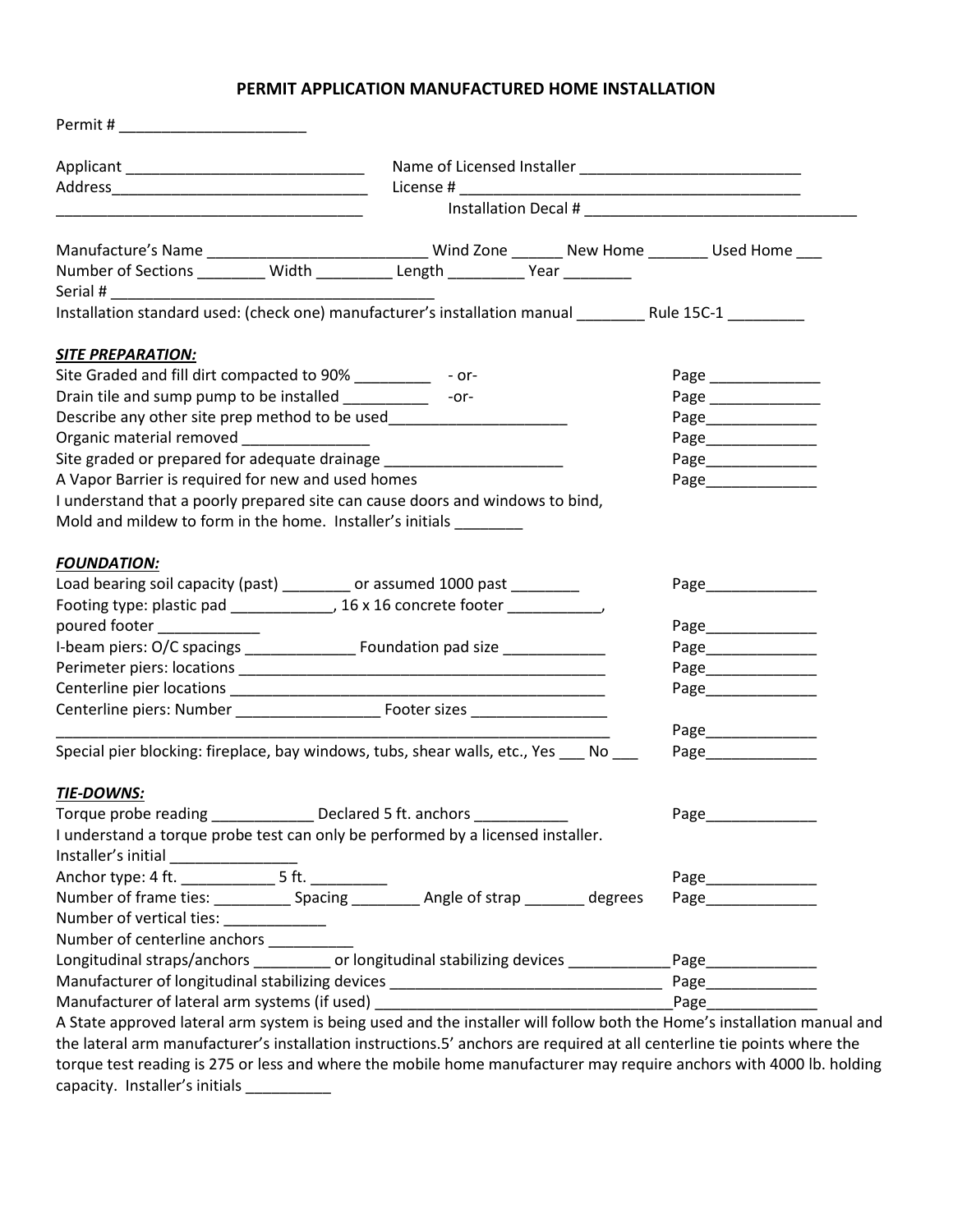## PERMIT APPLICATION MANUFACTURED HOME INSTALLATION

Permit # ______________________

Applicant _____________________________ Name of Licensed Installer __________________________
Address_______________________________ License # __________________________________________
____________________________________ Installation Decal # _______________________________

Manufacture's Name __________________________ Wind Zone ______ New Home _______ Used Home ___
Number of Sections ________ Width _________ Length _________ Year ________
Serial # _______________________________________
Installation standard used: (check one) manufacturer's installation manual ________ Rule 15C-1 _________

***SITE PREPARATION:***

Site Graded and fill dirt compacted to 90% _________ -or- Page _____________
Drain tile and sump pump to be installed __________ -or- Page _____________
Describe any other site prep method to be used_____________________ Page_____________
Organic material removed _______________ Page_____________
Site graded or prepared for adequate drainage _____________________ Page_____________
A Vapor Barrier is required for new and used homes Page_____________
I understand that a poorly prepared site can cause doors and windows to bind,
Mold and mildew to form in the home. Installer's initials ________

***FOUNDATION:***

Load bearing soil capacity (past) ________ or assumed 1000 past ________ Page_____________
Footing type: plastic pad ____________, 16 x 16 concrete footer ___________,
poured footer ____________ Page_____________
I-beam piers: O/C spacings _____________ Foundation pad size ____________ Page_____________
Perimeter piers: locations _____________________________________________ Page_____________
Centerline pier locations ______________________________________________ Page_____________
Centerline piers: Number _________________ Footer sizes ________________
___________________________________________________________________ Page_____________
Special pier blocking: fireplace, bay windows, tubs, shear walls, etc., Yes ___ No ___ Page_____________

***TIE-DOWNS:***

Torque probe reading ____________ Declared 5 ft. anchors ___________ Page_____________
I understand a torque probe test can only be performed by a licensed installer.
Installer's initial _______________
Anchor type: 4 ft. ___________ 5 ft. _________ Page_____________
Number of frame ties: _________ Spacing ________ Angle of strap _______ degrees Page_____________
Number of vertical ties: ____________
Number of centerline anchors __________
Longitudinal straps/anchors _________ or longitudinal stabilizing devices ____________Page_____________
Manufacturer of longitudinal stabilizing devices ________________________________ Page_____________
Manufacturer of lateral arm systems (if used) ___________________________________Page_____________
A State approved lateral arm system is being used and the installer will follow both the Home's installation manual and the lateral arm manufacturer's installation instructions.5' anchors are required at all centerline tie points where the torque test reading is 275 or less and where the mobile home manufacturer may require anchors with 4000 lb. holding capacity. Installer's initials __________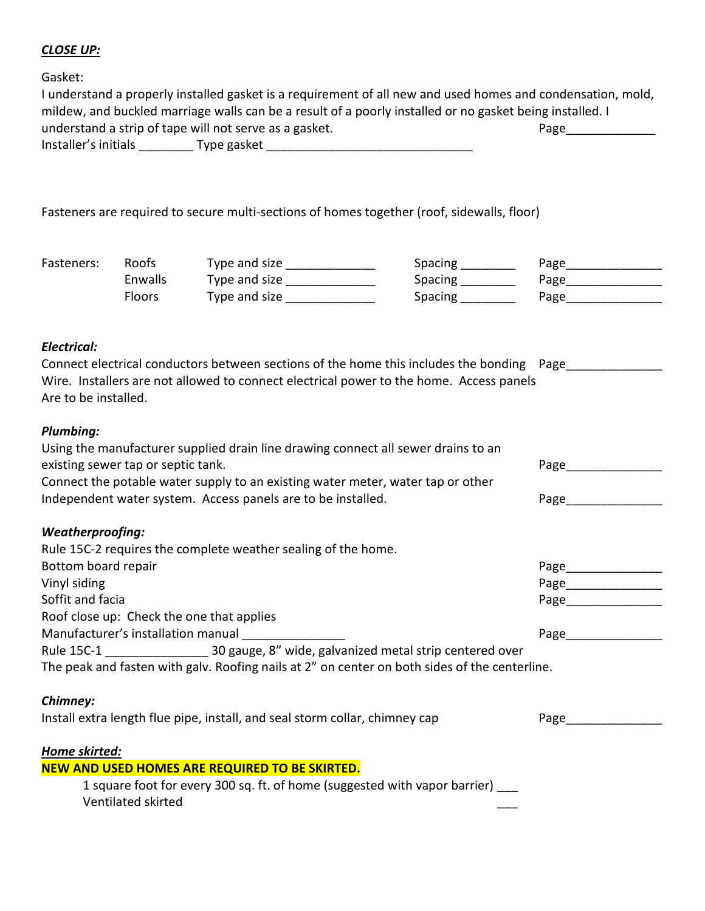***CLOSE UP:***

Gasket:

I understand a properly installed gasket is a requirement of all new and used homes and condensation, mold, mildew, and buckled marriage walls can be a result of a poorly installed or no gasket being installed. I understand a strip of tape will not serve as a gasket. Page_____________

Installer's initials ________ Type gasket ______________________________

Fasteners are required to secure multi-sections of homes together (roof, sidewalls, floor)

| Fasteners: | Roofs | Type and size _____________ | Spacing ________ | Page______________ |
|---|---|---|---|---|
| | Enwalls | Type and size _____________ | Spacing ________ | Page______________ |
| | Floors | Type and size _____________ | Spacing ________ | Page______________ |

***Electrical:***

Connect electrical conductors between sections of the home this includes the bonding Wire. Installers are not allowed to connect electrical power to the home. Access panels Are to be installed. Page______________

***Plumbing:***

Using the manufacturer supplied drain line drawing connect all sewer drains to an existing sewer tap or septic tank. Page______________

Connect the potable water supply to an existing water meter, water tap or other Independent water system. Access panels are to be installed. Page______________

***Weatherproofing:***

Rule 15C-2 requires the complete weather sealing of the home.

Bottom board repair Page______________

Vinyl siding Page______________

Soffit and facia Page______________

Roof close up: Check the one that applies

Manufacturer's installation manual _______________ Page______________

Rule 15C-1 _______________ 30 gauge, 8" wide, galvanized metal strip centered over The peak and fasten with galv. Roofing nails at 2" on center on both sides of the centerline.

***Chimney:***

Install extra length flue pipe, install, and seal storm collar, chimney cap Page______________

***Home skirted:***

**NEW AND USED HOMES ARE REQUIRED TO BE SKIRTED.**

1 square foot for every 300 sq. ft. of home (suggested with vapor barrier) ___

Ventilated skirted ___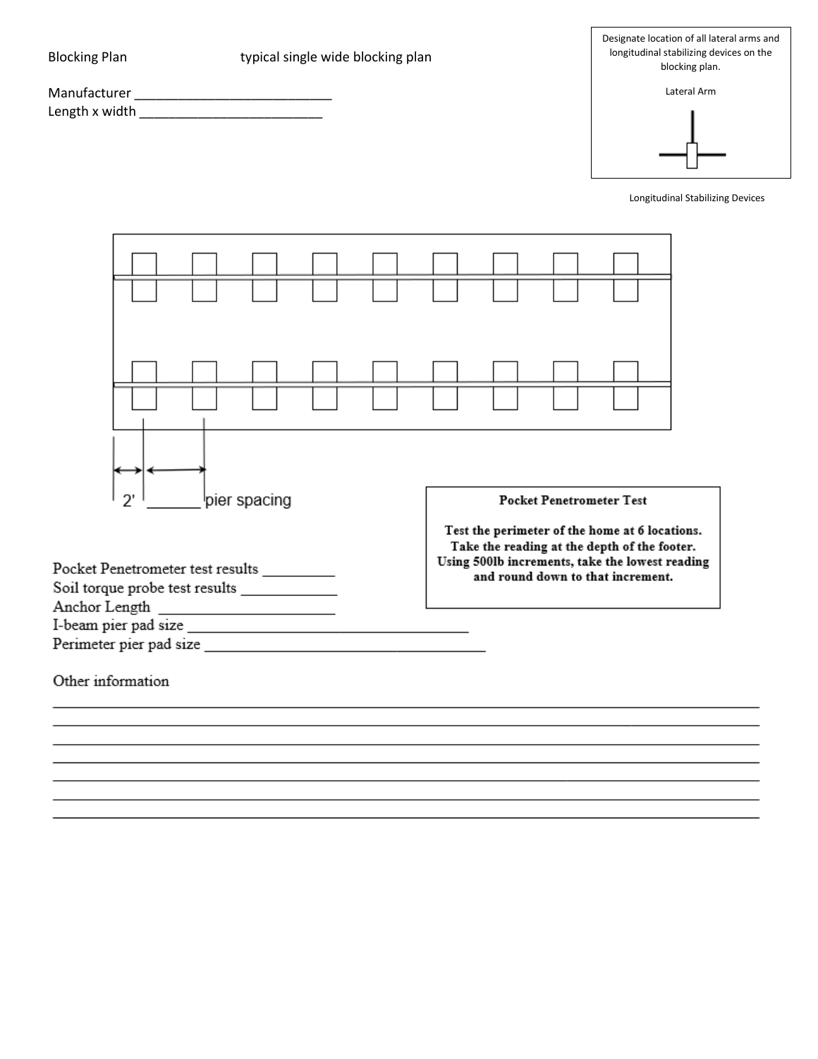Blocking Plan typical single wide blocking plan

Manufacturer ___________________________

Length x width _________________________

Designate location of all lateral arms and longitudinal stabilizing devices on the blocking plan.

Lateral Arm

Longitudinal Stabilizing Devices

2' ______ pier spacing

**Pocket Penetrometer Test**

**Test the perimeter of the home at 6 locations. Take the reading at the depth of the footer. Using 500lb increments, take the lowest reading and round down to that increment.**

Pocket Penetrometer test results _________

Soil torque probe test results ____________

Anchor Length _______________________

I-beam pier pad size ___________________________________

Perimeter pier pad size ___________________________________

Other information

_______________________________________________________________________________

_______________________________________________________________________________

_______________________________________________________________________________

_______________________________________________________________________________

_______________________________________________________________________________

_______________________________________________________________________________

_______________________________________________________________________________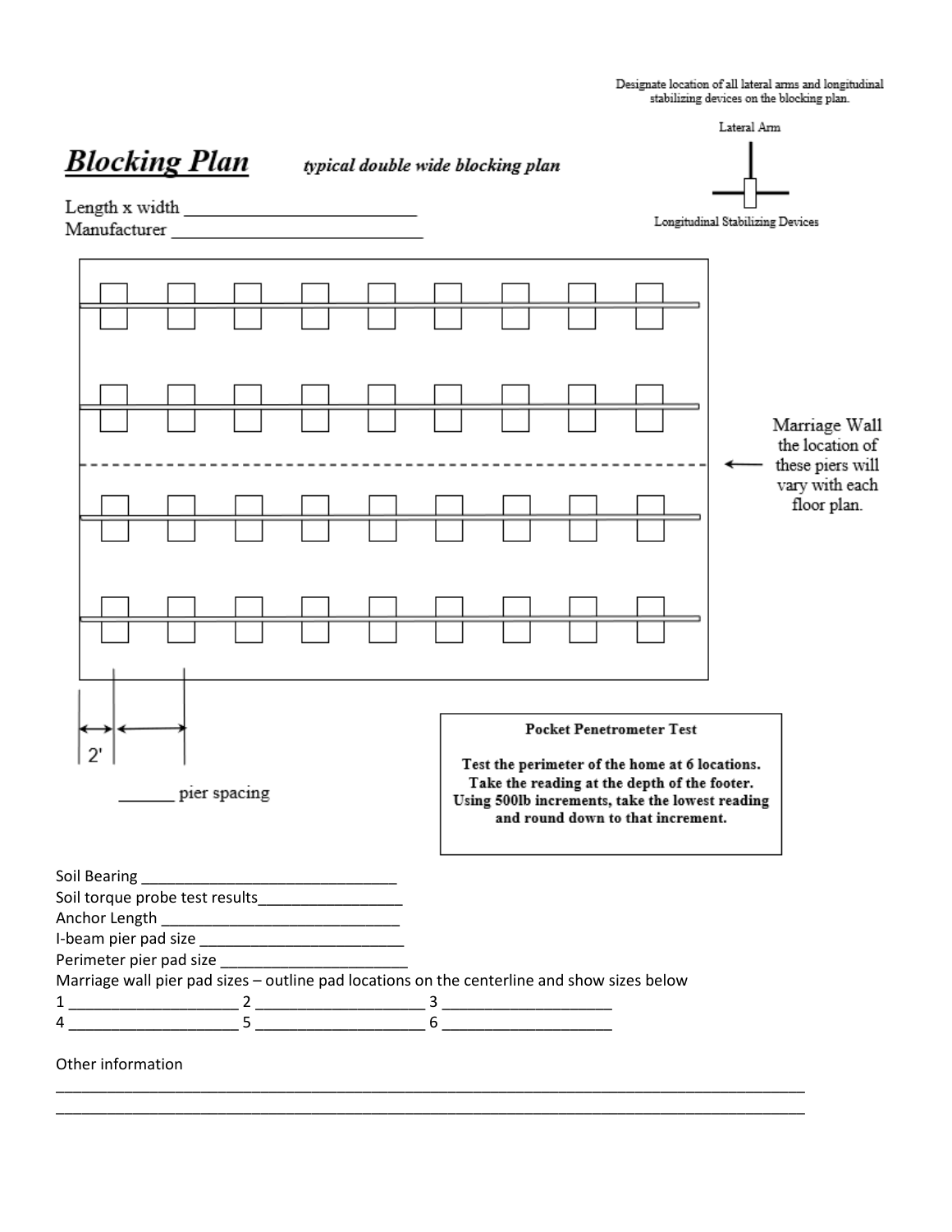Designate location of all lateral arms and longitudinal stabilizing devices on the blocking plan.

Lateral Arm

Longitudinal Stabilizing Devices

# Blocking Plan

*typical double wide blocking plan*

Length x width ________________________

Manufacturer ___________________________

Marriage Wall the location of these piers will vary with each floor plan.

2'

______ pier spacing

**Pocket Penetrometer Test**

**Test the perimeter of the home at 6 locations. Take the reading at the depth of the footer. Using 500lb increments, take the lowest reading and round down to that increment.**

Soil Bearing _____________________________

Soil torque probe test results_________________

Anchor Length _____________________________

I-beam pier pad size _________________________

Perimeter pier pad size ______________________

Marriage wall pier pad sizes – outline pad locations on the centerline and show sizes below

1 ____________________ 2 ____________________ 3 ____________________

4 ____________________ 5 ____________________ 6 ____________________

Other information

___________________________________________________________________________________________

___________________________________________________________________________________________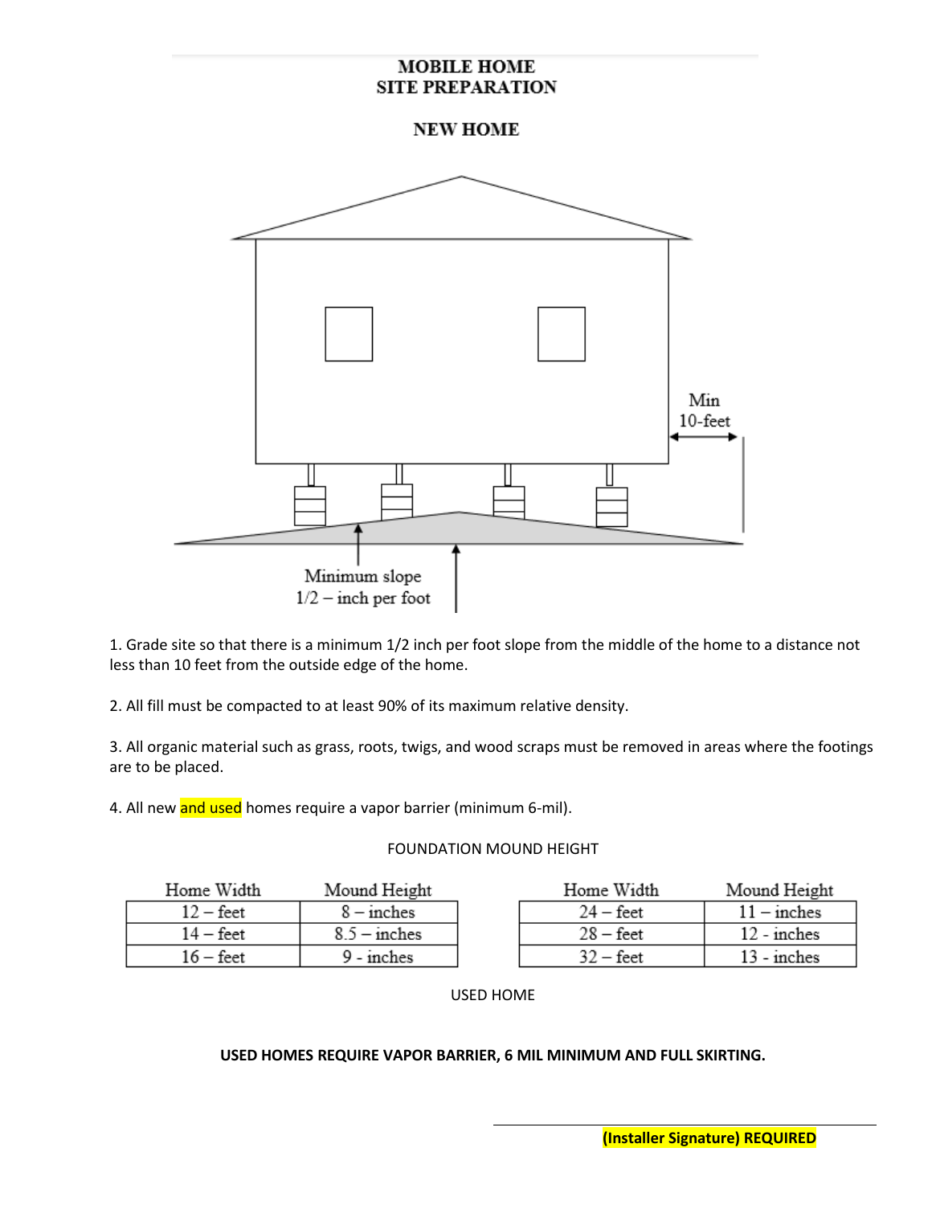# MOBILE HOME
# SITE PREPARATION

## NEW HOME

Min
10-feet

Minimum slope
1/2 – inch per foot

1. Grade site so that there is a minimum 1/2 inch per foot slope from the middle of the home to a distance not less than 10 feet from the outside edge of the home.

2. All fill must be compacted to at least 90% of its maximum relative density.

3. All organic material such as grass, roots, twigs, and wood scraps must be removed in areas where the footings are to be placed.

4. All new and used homes require a vapor barrier (minimum 6-mil).

FOUNDATION MOUND HEIGHT

| Home Width | Mound Height |
|---|---|
| 12 – feet | 8 – inches |
| 14 – feet | 8.5 – inches |
| 16 – feet | 9 - inches |

| Home Width | Mound Height |
|---|---|
| 24 – feet | 11 – inches |
| 28 – feet | 12 - inches |
| 32 – feet | 13 - inches |

USED HOME

**USED HOMES REQUIRE VAPOR BARRIER, 6 MIL MINIMUM AND FULL SKIRTING.**

_______________________________

**(Installer Signature) REQUIRED**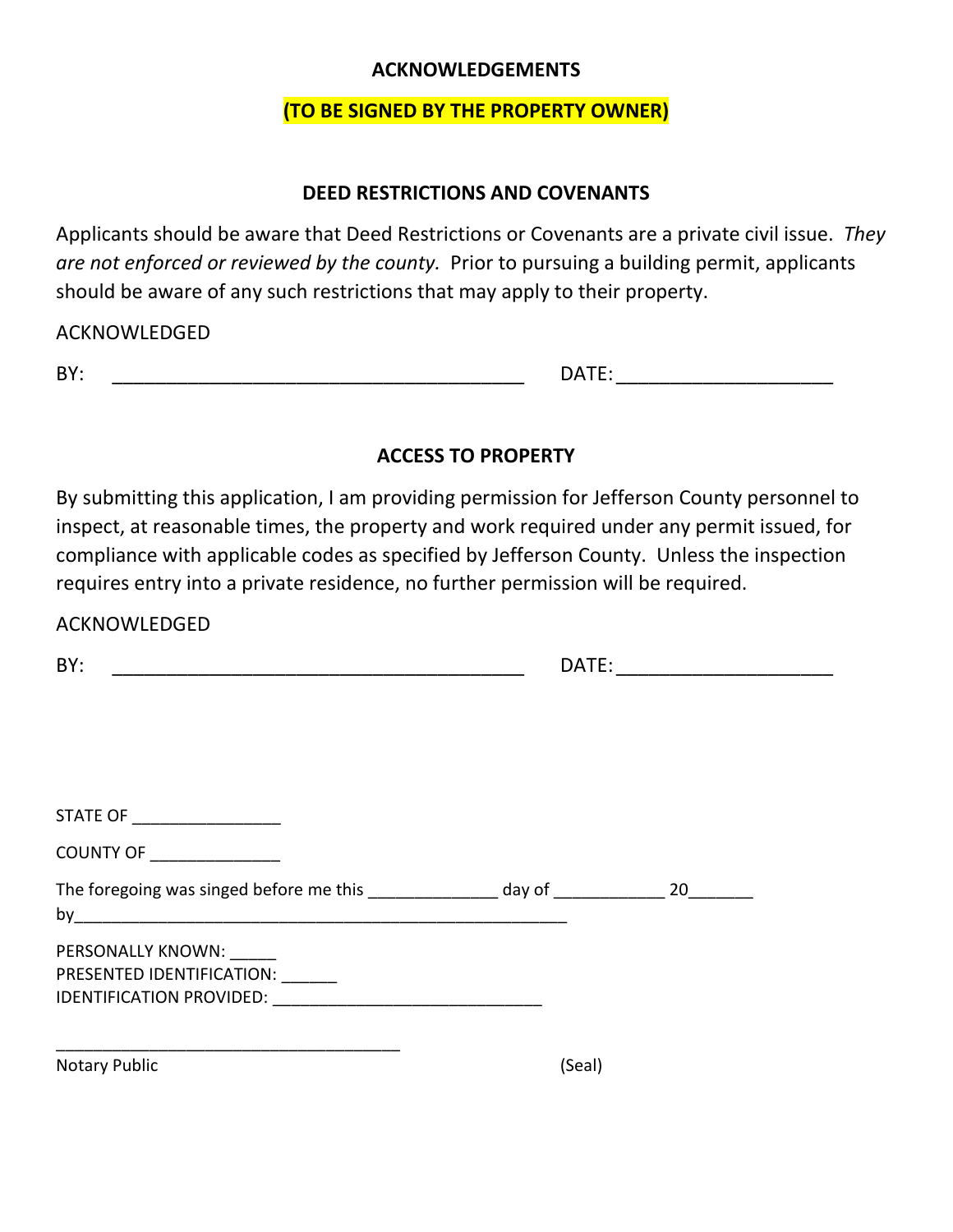## ACKNOWLEDGEMENTS

**(TO BE SIGNED BY THE PROPERTY OWNER)**

### DEED RESTRICTIONS AND COVENANTS

Applicants should be aware that Deed Restrictions or Covenants are a private civil issue. *They are not enforced or reviewed by the county.* Prior to pursuing a building permit, applicants should be aware of any such restrictions that may apply to their property.

ACKNOWLEDGED

BY: ________________________________________ DATE: ____________________

### ACCESS TO PROPERTY

By submitting this application, I am providing permission for Jefferson County personnel to inspect, at reasonable times, the property and work required under any permit issued, for compliance with applicable codes as specified by Jefferson County. Unless the inspection requires entry into a private residence, no further permission will be required.

ACKNOWLEDGED

BY: ________________________________________ DATE: ____________________

STATE OF ________________

COUNTY OF ______________

The foregoing was singed before me this ______________ day of ____________ 20_______ by______________________________________________________

PERSONALLY KNOWN: _____
PRESENTED IDENTIFICATION: ______
IDENTIFICATION PROVIDED: ______________________________

______________________________________
Notary Public (Seal)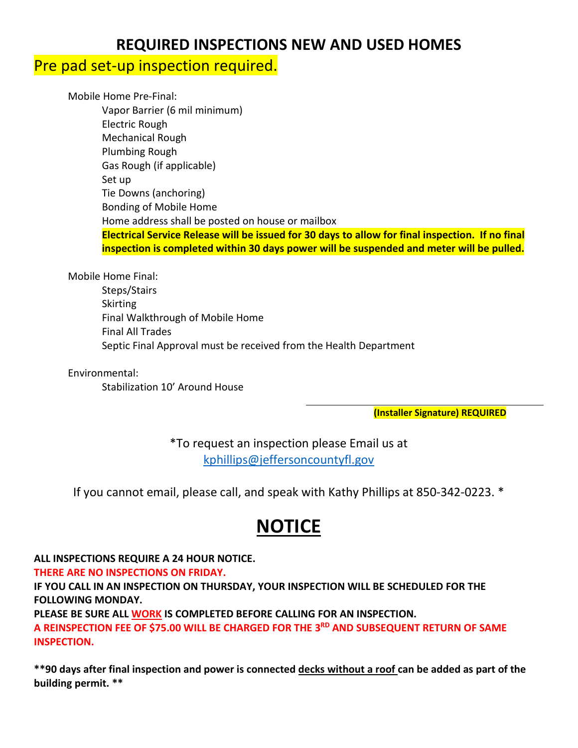# REQUIRED INSPECTIONS NEW AND USED HOMES

Pre pad set-up inspection required.

Mobile Home Pre-Final:

- Vapor Barrier (6 mil minimum)
- Electric Rough
- Mechanical Rough
- Plumbing Rough
- Gas Rough (if applicable)
- Set up
- Tie Downs (anchoring)
- Bonding of Mobile Home
- Home address shall be posted on house or mailbox

**Electrical Service Release will be issued for 30 days to allow for final inspection. If no final inspection is completed within 30 days power will be suspended and meter will be pulled.**

Mobile Home Final:

- Steps/Stairs
- Skirting
- Final Walkthrough of Mobile Home
- Final All Trades
- Septic Final Approval must be received from the Health Department

Environmental:

- Stabilization 10' Around House

______________________________

**(Installer Signature) REQUIRED**

*To request an inspection please Email us at kphillips@jeffersoncountyfl.gov

If you cannot email, please call, and speak with Kathy Phillips at 850-342-0223. *

# NOTICE

**ALL INSPECTIONS REQUIRE A 24 HOUR NOTICE.**

**THERE ARE NO INSPECTIONS ON FRIDAY.**

**IF YOU CALL IN AN INSPECTION ON THURSDAY, YOUR INSPECTION WILL BE SCHEDULED FOR THE FOLLOWING MONDAY.**

**PLEASE BE SURE ALL WORK IS COMPLETED BEFORE CALLING FOR AN INSPECTION.**

**A REINSPECTION FEE OF $75.00 WILL BE CHARGED FOR THE 3RD AND SUBSEQUENT RETURN OF SAME INSPECTION.**

**\*\*90 days after final inspection and power is connected decks without a roof can be added as part of the building permit. \*\***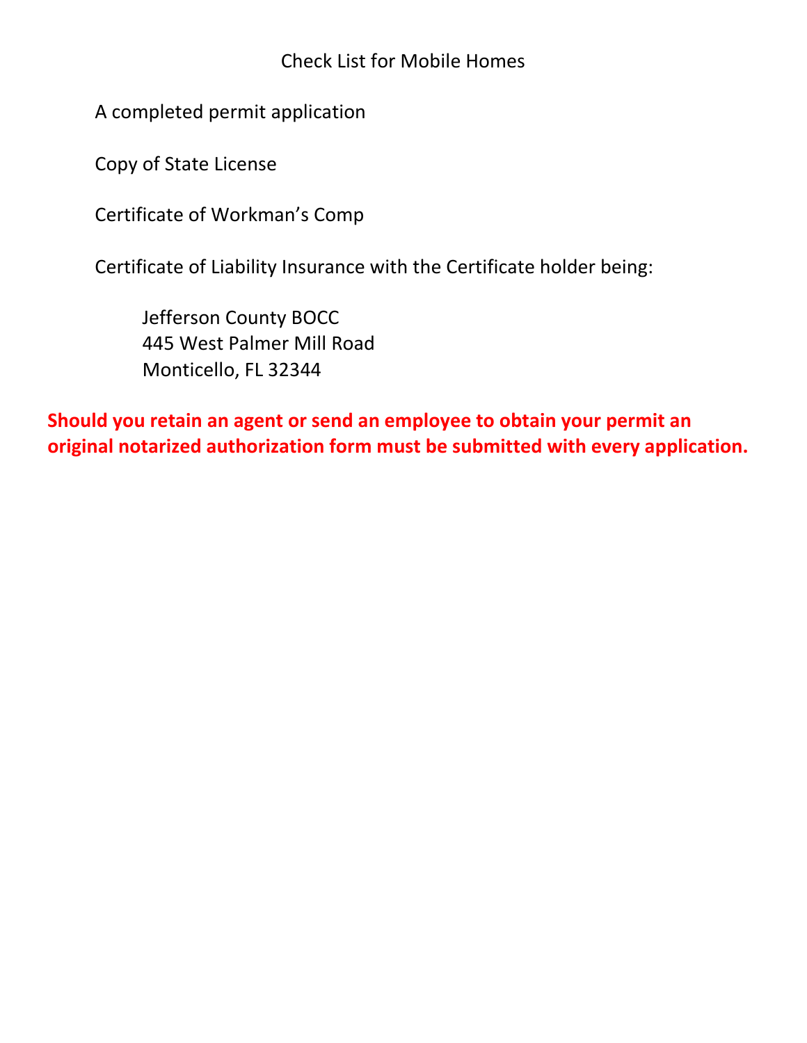# Check List for Mobile Homes

A completed permit application

Copy of State License

Certificate of Workman's Comp

Certificate of Liability Insurance with the Certificate holder being:

Jefferson County BOCC
445 West Palmer Mill Road
Monticello, FL 32344

**Should you retain an agent or send an employee to obtain your permit an original notarized authorization form must be submitted with every application.**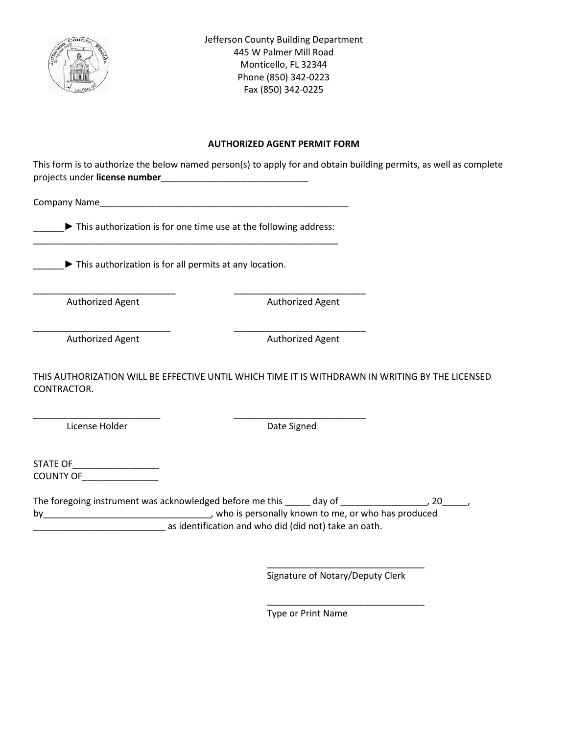Jefferson County Building Department
445 W Palmer Mill Road
Monticello, FL 32344
Phone (850) 342-0223
Fax (850) 342-0225

## AUTHORIZED AGENT PERMIT FORM

This form is to authorize the below named person(s) to apply for and obtain building permits, as well as complete projects under **license number**_____________________________

Company Name___________________________________________________

______► This authorization is for one time use at the following address:
______________________________________________________________

______► This authorization is for all permits at any location.

_____________________________ Authorized Agent

_____________________________ Authorized Agent

_____________________________ Authorized Agent

_____________________________ Authorized Agent

THIS AUTHORIZATION WILL BE EFFECTIVE UNTIL WHICH TIME IT IS WITHDRAWN IN WRITING BY THE LICENSED CONTRACTOR.

__________________________ License Holder

__________________________ Date Signed

STATE OF_________________
COUNTY OF_______________

The foregoing instrument was acknowledged before me this _____ day of _________________, 20_____, by_________________________________, who is personally known to me, or who has produced __________________________ as identification and who did (did not) take an oath.

________________________________
Signature of Notary/Deputy Clerk

________________________________
Type or Print Name